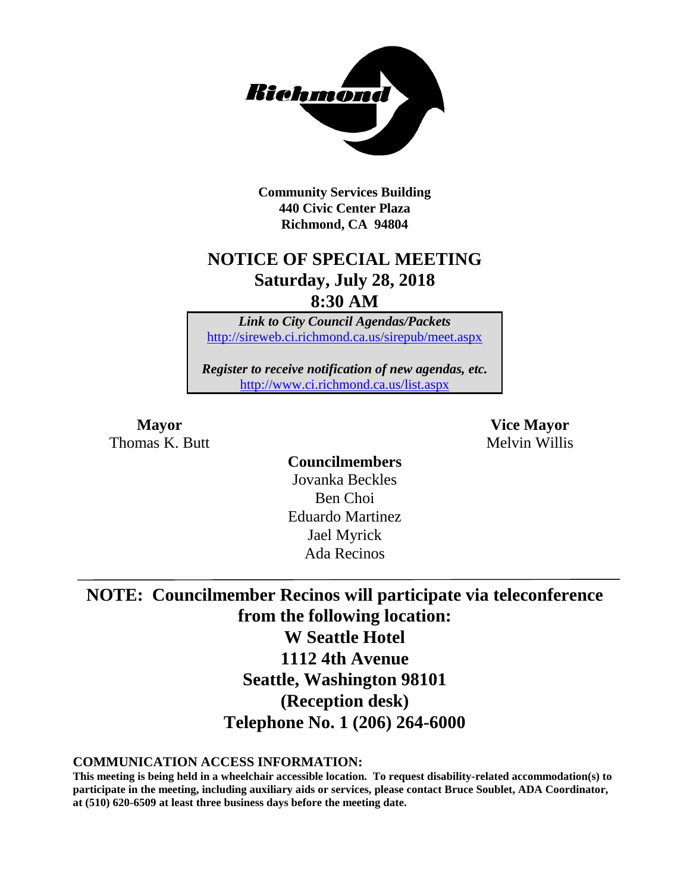Richmond

**Community Services Building**
**440 Civic Center Plaza**
**Richmond, CA 94804**

# NOTICE OF SPECIAL MEETING
## Saturday, July 28, 2018
## 8:30 AM

***Link to City Council Agendas/Packets***
http://sireweb.ci.richmond.ca.us/sirepub/meet.aspx

***Register to receive notification of new agendas, etc.***
http://www.ci.richmond.ca.us/list.aspx

**Mayor**
Thomas K. Butt

**Vice Mayor**
Melvin Willis

**Councilmembers**
Jovanka Beckles
Ben Choi
Eduardo Martinez
Jael Myrick
Ada Recinos

---

## NOTE: Councilmember Recinos will participate via teleconference from the following location:
## W Seattle Hotel
## 1112 4th Avenue
## Seattle, Washington 98101
## (Reception desk)
## Telephone No. 1 (206) 264-6000

**COMMUNICATION ACCESS INFORMATION:**
**This meeting is being held in a wheelchair accessible location. To request disability-related accommodation(s) to participate in the meeting, including auxiliary aids or services, please contact Bruce Soublet, ADA Coordinator, at (510) 620-6509 at least three business days before the meeting date.**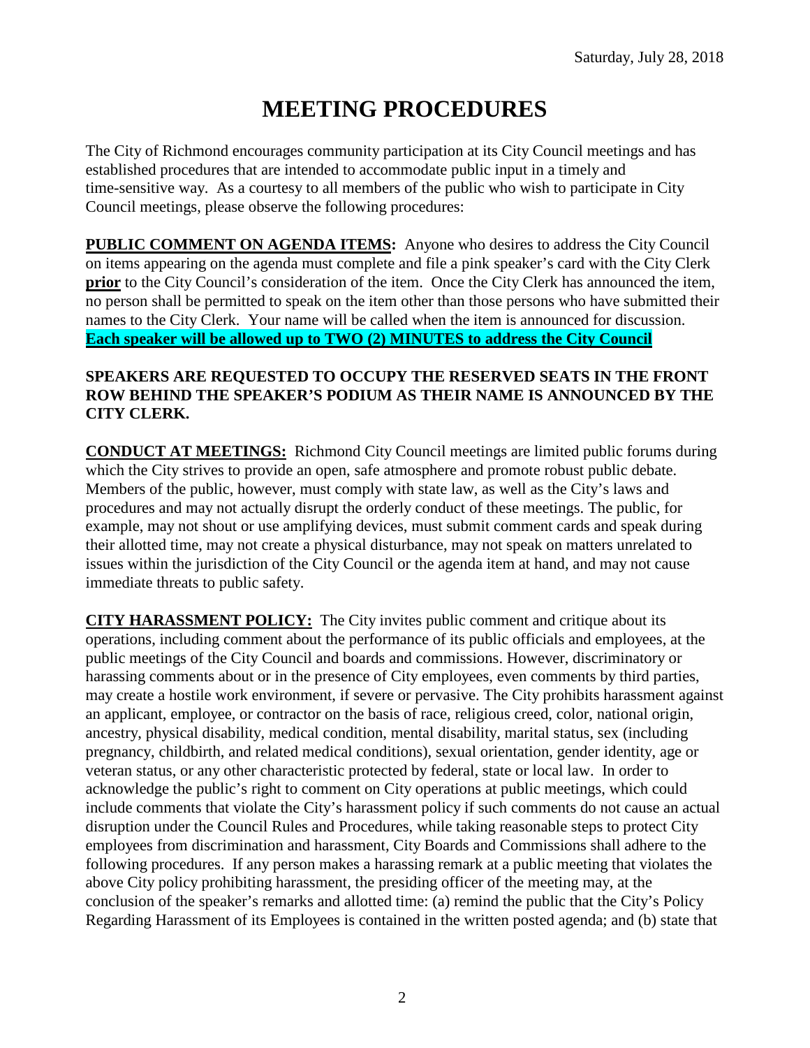Saturday, July 28, 2018

# MEETING PROCEDURES

The City of Richmond encourages community participation at its City Council meetings and has established procedures that are intended to accommodate public input in a timely and time-sensitive way. As a courtesy to all members of the public who wish to participate in City Council meetings, please observe the following procedures:

**PUBLIC COMMENT ON AGENDA ITEMS:** Anyone who desires to address the City Council on items appearing on the agenda must complete and file a pink speaker's card with the City Clerk **prior** to the City Council's consideration of the item. Once the City Clerk has announced the item, no person shall be permitted to speak on the item other than those persons who have submitted their names to the City Clerk. Your name will be called when the item is announced for discussion. **Each speaker will be allowed up to TWO (2) MINUTES to address the City Council**

**SPEAKERS ARE REQUESTED TO OCCUPY THE RESERVED SEATS IN THE FRONT ROW BEHIND THE SPEAKER'S PODIUM AS THEIR NAME IS ANNOUNCED BY THE CITY CLERK.**

**CONDUCT AT MEETINGS:** Richmond City Council meetings are limited public forums during which the City strives to provide an open, safe atmosphere and promote robust public debate. Members of the public, however, must comply with state law, as well as the City's laws and procedures and may not actually disrupt the orderly conduct of these meetings. The public, for example, may not shout or use amplifying devices, must submit comment cards and speak during their allotted time, may not create a physical disturbance, may not speak on matters unrelated to issues within the jurisdiction of the City Council or the agenda item at hand, and may not cause immediate threats to public safety.

**CITY HARASSMENT POLICY:** The City invites public comment and critique about its operations, including comment about the performance of its public officials and employees, at the public meetings of the City Council and boards and commissions. However, discriminatory or harassing comments about or in the presence of City employees, even comments by third parties, may create a hostile work environment, if severe or pervasive. The City prohibits harassment against an applicant, employee, or contractor on the basis of race, religious creed, color, national origin, ancestry, physical disability, medical condition, mental disability, marital status, sex (including pregnancy, childbirth, and related medical conditions), sexual orientation, gender identity, age or veteran status, or any other characteristic protected by federal, state or local law. In order to acknowledge the public's right to comment on City operations at public meetings, which could include comments that violate the City's harassment policy if such comments do not cause an actual disruption under the Council Rules and Procedures, while taking reasonable steps to protect City employees from discrimination and harassment, City Boards and Commissions shall adhere to the following procedures. If any person makes a harassing remark at a public meeting that violates the above City policy prohibiting harassment, the presiding officer of the meeting may, at the conclusion of the speaker's remarks and allotted time: (a) remind the public that the City's Policy Regarding Harassment of its Employees is contained in the written posted agenda; and (b) state that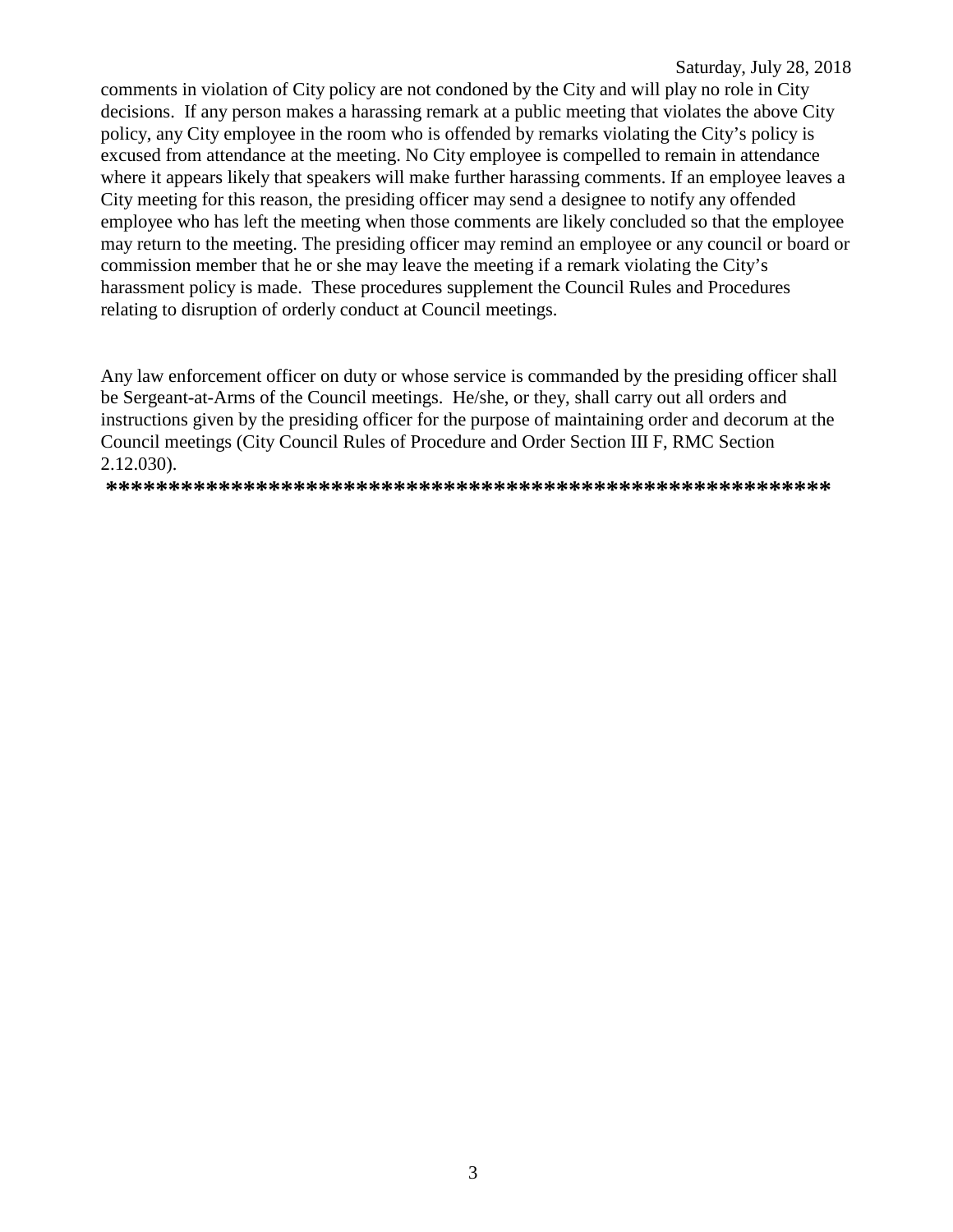comments in violation of City policy are not condoned by the City and will play no role in City decisions. If any person makes a harassing remark at a public meeting that violates the above City policy, any City employee in the room who is offended by remarks violating the City's policy is excused from attendance at the meeting. No City employee is compelled to remain in attendance where it appears likely that speakers will make further harassing comments. If an employee leaves a City meeting for this reason, the presiding officer may send a designee to notify any offended employee who has left the meeting when those comments are likely concluded so that the employee may return to the meeting. The presiding officer may remind an employee or any council or board or commission member that he or she may leave the meeting if a remark violating the City's harassment policy is made. These procedures supplement the Council Rules and Procedures relating to disruption of orderly conduct at Council meetings.

Any law enforcement officer on duty or whose service is commanded by the presiding officer shall be Sergeant-at-Arms of the Council meetings. He/she, or they, shall carry out all orders and instructions given by the presiding officer for the purpose of maintaining order and decorum at the Council meetings (City Council Rules of Procedure and Order Section III F, RMC Section 2.12.030).

**********************************************************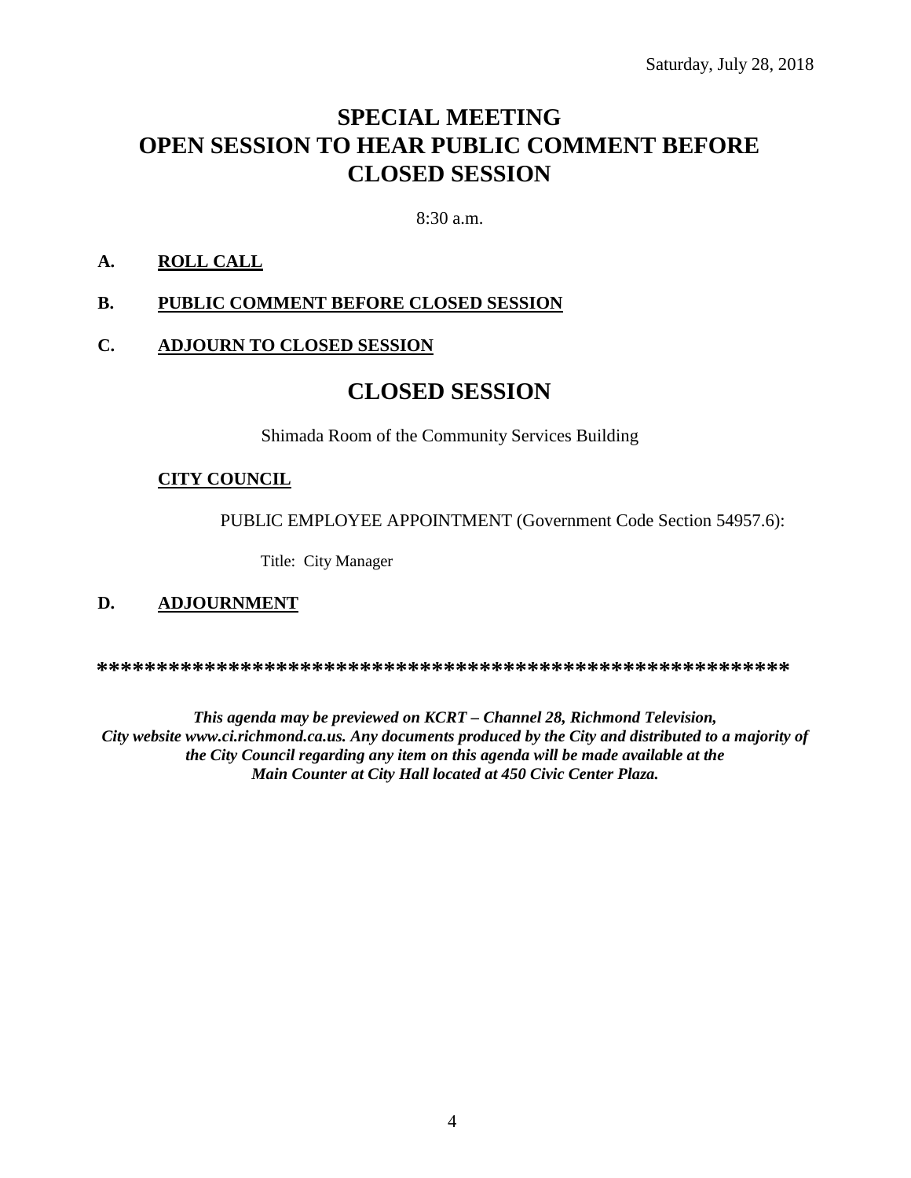Saturday, July 28, 2018

# SPECIAL MEETING
# OPEN SESSION TO HEAR PUBLIC COMMENT BEFORE CLOSED SESSION

8:30 a.m.

**A. ROLL CALL**

**B. PUBLIC COMMENT BEFORE CLOSED SESSION**

**C. ADJOURN TO CLOSED SESSION**

## CLOSED SESSION

Shimada Room of the Community Services Building

**CITY COUNCIL**

PUBLIC EMPLOYEE APPOINTMENT (Government Code Section 54957.6):

Title: City Manager

**D. ADJOURNMENT**

**************************************************************

***This agenda may be previewed on KCRT – Channel 28, Richmond Television, City website www.ci.richmond.ca.us. Any documents produced by the City and distributed to a majority of the City Council regarding any item on this agenda will be made available at the Main Counter at City Hall located at 450 Civic Center Plaza.***